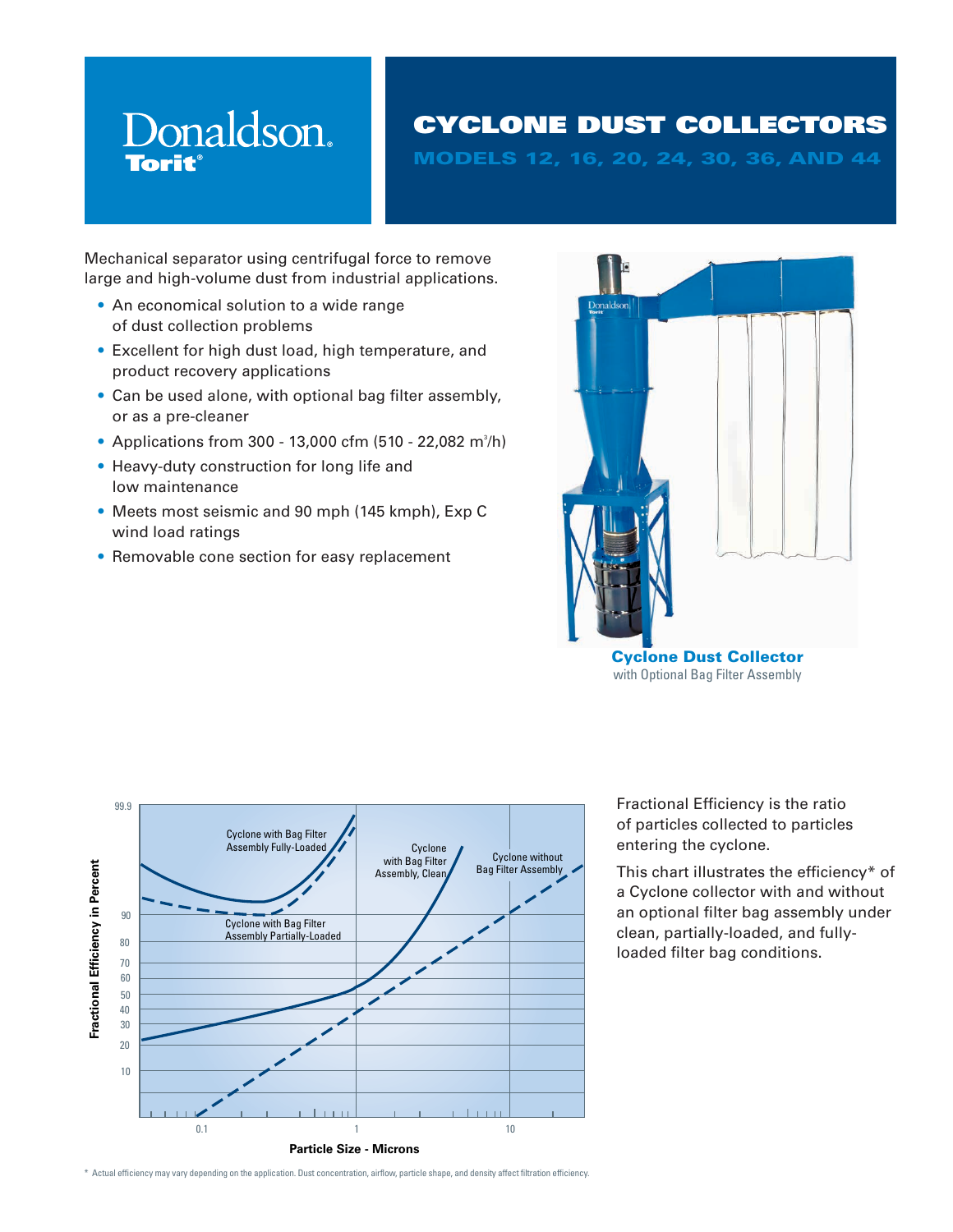Donaldson.
Torit®

# CYCLONE DUST COLLECTORS

## MODELS 12, 16, 20, 24, 30, 36, AND 44

Mechanical separator using centrifugal force to remove large and high-volume dust from industrial applications.

- An economical solution to a wide range of dust collection problems
- Excellent for high dust load, high temperature, and product recovery applications
- Can be used alone, with optional bag filter assembly, or as a pre-cleaner
- Applications from 300 - 13,000 cfm (510 - 22,082 $m^3$/h)
- Heavy-duty construction for long life and low maintenance
- Meets most seismic and 90 mph (145 kmph), Exp C wind load ratings
- Removable cone section for easy replacement

**Cyclone Dust Collector**
with Optional Bag Filter Assembly

Fractional Efficiency is the ratio of particles collected to particles entering the cyclone.

This chart illustrates the efficiency* of a Cyclone collector with and without an optional filter bag assembly under clean, partially-loaded, and fully-loaded filter bag conditions.

\* Actual efficiency may vary depending on the application. Dust concentration, airflow, particle shape, and density affect filtration efficiency.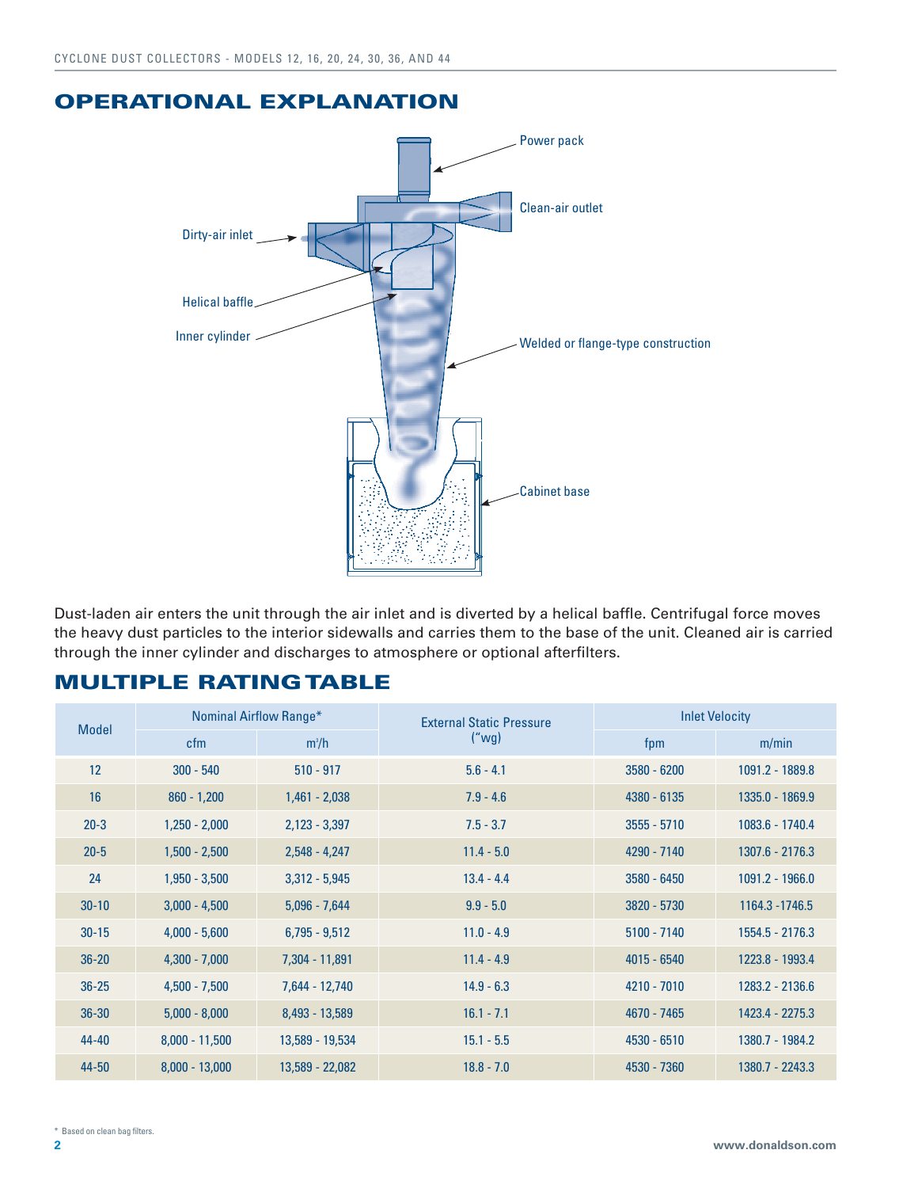# OPERATIONAL EXPLANATION

Power pack

Clean-air outlet

Dirty-air inlet

Helical baffle

Inner cylinder

Welded or flange-type construction

Cabinet base

Dust-laden air enters the unit through the air inlet and is diverted by a helical baffle. Centrifugal force moves the heavy dust particles to the interior sidewalls and carries them to the base of the unit. Cleaned air is carried through the inner cylinder and discharges to atmosphere or optional afterfilters.

# MULTIPLE RATING TABLE

| Model | Nominal Airflow Range* | | External Static Pressure ("wg) | Inlet Velocity | |
|---|---|---|---|---|---|
| | cfm | $m^3/h$ | | fpm | m/min |
| 12 | 300 - 540 | 510 - 917 | 5.6 - 4.1 | 3580 - 6200 | 1091.2 - 1889.8 |
| 16 | 860 - 1,200 | 1,461 - 2,038 | 7.9 - 4.6 | 4380 - 6135 | 1335.0 - 1869.9 |
| 20-3 | 1,250 - 2,000 | 2,123 - 3,397 | 7.5 - 3.7 | 3555 - 5710 | 1083.6 - 1740.4 |
| 20-5 | 1,500 - 2,500 | 2,548 - 4,247 | 11.4 - 5.0 | 4290 - 7140 | 1307.6 - 2176.3 |
| 24 | 1,950 - 3,500 | 3,312 - 5,945 | 13.4 - 4.4 | 3580 - 6450 | 1091.2 - 1966.0 |
| 30-10 | 3,000 - 4,500 | 5,096 - 7,644 | 9.9 - 5.0 | 3820 - 5730 | 1164.3 -1746.5 |
| 30-15 | 4,000 - 5,600 | 6,795 - 9,512 | 11.0 - 4.9 | 5100 - 7140 | 1554.5 - 2176.3 |
| 36-20 | 4,300 - 7,000 | 7,304 - 11,891 | 11.4 - 4.9 | 4015 - 6540 | 1223.8 - 1993.4 |
| 36-25 | 4,500 - 7,500 | 7,644 - 12,740 | 14.9 - 6.3 | 4210 - 7010 | 1283.2 - 2136.6 |
| 36-30 | 5,000 - 8,000 | 8,493 - 13,589 | 16.1 - 7.1 | 4670 - 7465 | 1423.4 - 2275.3 |
| 44-40 | 8,000 - 11,500 | 13,589 - 19,534 | 15.1 - 5.5 | 4530 - 6510 | 1380.7 - 1984.2 |
| 44-50 | 8,000 - 13,000 | 13,589 - 22,082 | 18.8 - 7.0 | 4530 - 7360 | 1380.7 - 2243.3 |

* Based on clean bag filters.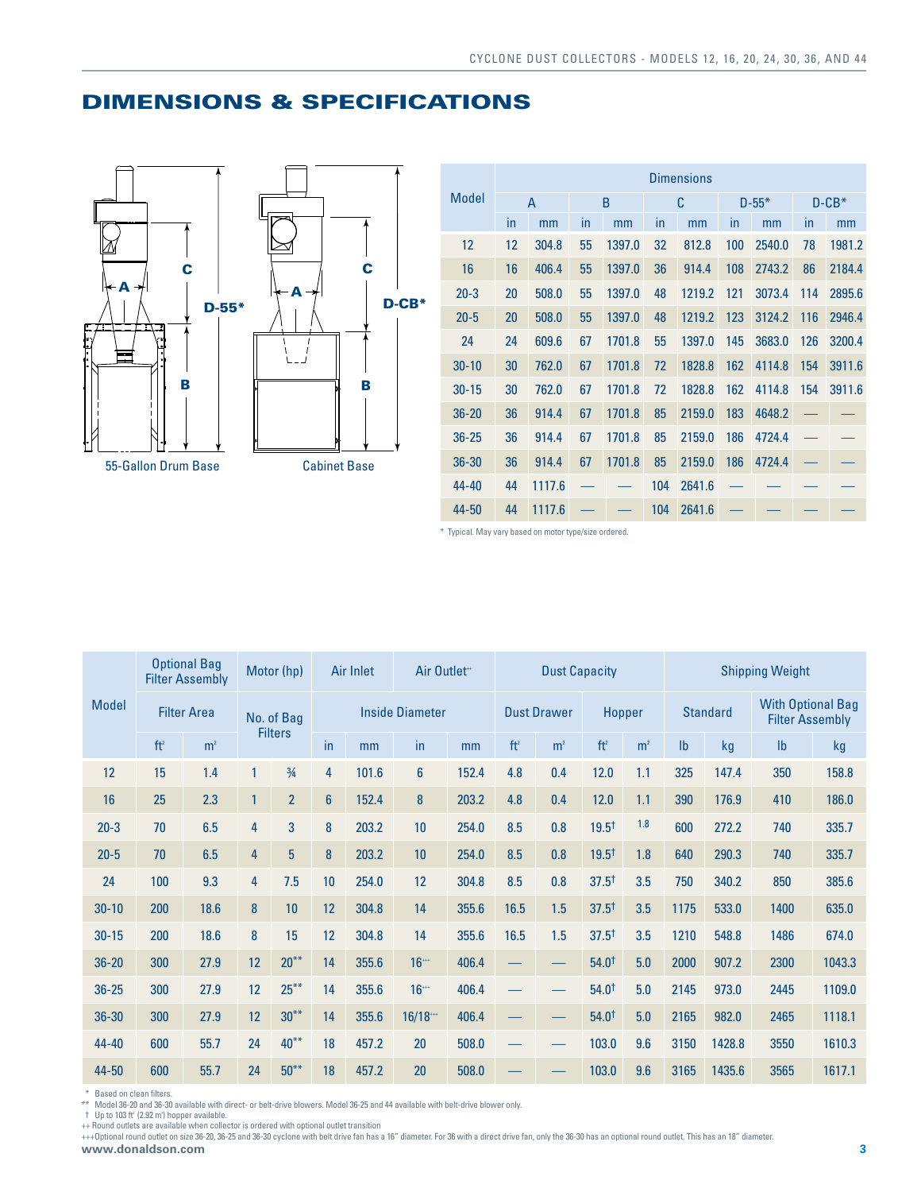# DIMENSIONS & SPECIFICATIONS

55-Gallon Drum Base

Cabinet Base

| Model | Dimensions | | | | | | | | | |
|---|---|---|---|---|---|---|---|---|---|---|
| | A | | B | | C | | D-55* | | D-CB* | |
| | in | mm | in | mm | in | mm | in | mm | in | mm |
| 12 | 12 | 304.8 | 55 | 1397.0 | 32 | 812.8 | 100 | 2540.0 | 78 | 1981.2 |
| 16 | 16 | 406.4 | 55 | 1397.0 | 36 | 914.4 | 108 | 2743.2 | 86 | 2184.4 |
| 20-3 | 20 | 508.0 | 55 | 1397.0 | 48 | 1219.2 | 121 | 3073.4 | 114 | 2895.6 |
| 20-5 | 20 | 508.0 | 55 | 1397.0 | 48 | 1219.2 | 123 | 3124.2 | 116 | 2946.4 |
| 24 | 24 | 609.6 | 67 | 1701.8 | 55 | 1397.0 | 145 | 3683.0 | 126 | 3200.4 |
| 30-10 | 30 | 762.0 | 67 | 1701.8 | 72 | 1828.8 | 162 | 4114.8 | 154 | 3911.6 |
| 30-15 | 30 | 762.0 | 67 | 1701.8 | 72 | 1828.8 | 162 | 4114.8 | 154 | 3911.6 |
| 36-20 | 36 | 914.4 | 67 | 1701.8 | 85 | 2159.0 | 183 | 4648.2 | — | — |
| 36-25 | 36 | 914.4 | 67 | 1701.8 | 85 | 2159.0 | 186 | 4724.4 | — | — |
| 36-30 | 36 | 914.4 | 67 | 1701.8 | 85 | 2159.0 | 186 | 4724.4 | — | — |
| 44-40 | 44 | 1117.6 | — | — | 104 | 2641.6 | — | — | — | — |
| 44-50 | 44 | 1117.6 | — | — | 104 | 2641.6 | — | — | — | — |

\* Typical. May vary based on motor type/size ordered.

| Model | Optional Bag Filter Assembly | | Motor (hp) | | Air Inlet | | Air Outlet++ | | Dust Capacity | | | | Shipping Weight | | | |
|---|---|---|---|---|---|---|---|---|---|---|---|---|---|---|---|---|
| | Filter Area | | No. of Bag Filters | | Inside Diameter | | | | Dust Drawer | | Hopper | | Standard | | With Optional Bag Filter Assembly | |
| | ft² | m² | | | in | mm | in | mm | ft² | m² | ft² | m² | lb | kg | lb | kg |
| 12 | 15 | 1.4 | 1 | ¾ | 4 | 101.6 | 6 | 152.4 | 4.8 | 0.4 | 12.0 | 1.1 | 325 | 147.4 | 350 | 158.8 |
| 16 | 25 | 2.3 | 1 | 2 | 6 | 152.4 | 8 | 203.2 | 4.8 | 0.4 | 12.0 | 1.1 | 390 | 176.9 | 410 | 186.0 |
| 20-3 | 70 | 6.5 | 4 | 3 | 8 | 203.2 | 10 | 254.0 | 8.5 | 0.8 | 19.5† | 1.8 | 600 | 272.2 | 740 | 335.7 |
| 20-5 | 70 | 6.5 | 4 | 5 | 8 | 203.2 | 10 | 254.0 | 8.5 | 0.8 | 19.5† | 1.8 | 640 | 290.3 | 740 | 335.7 |
| 24 | 100 | 9.3 | 4 | 7.5 | 10 | 254.0 | 12 | 304.8 | 8.5 | 0.8 | 37.5† | 3.5 | 750 | 340.2 | 850 | 385.6 |
| 30-10 | 200 | 18.6 | 8 | 10 | 12 | 304.8 | 14 | 355.6 | 16.5 | 1.5 | 37.5† | 3.5 | 1175 | 533.0 | 1400 | 635.0 |
| 30-15 | 200 | 18.6 | 8 | 15 | 12 | 304.8 | 14 | 355.6 | 16.5 | 1.5 | 37.5† | 3.5 | 1210 | 548.8 | 1486 | 674.0 |
| 36-20 | 300 | 27.9 | 12 | 20** | 14 | 355.6 | 16+++ | 406.4 | — | — | 54.0† | 5.0 | 2000 | 907.2 | 2300 | 1043.3 |
| 36-25 | 300 | 27.9 | 12 | 25** | 14 | 355.6 | 16+++ | 406.4 | — | — | 54.0† | 5.0 | 2145 | 973.0 | 2445 | 1109.0 |
| 36-30 | 300 | 27.9 | 12 | 30** | 14 | 355.6 | 16/18+++ | 406.4 | — | — | 54.0† | 5.0 | 2165 | 982.0 | 2465 | 1118.1 |
| 44-40 | 600 | 55.7 | 24 | 40** | 18 | 457.2 | 20 | 508.0 | — | — | 103.0 | 9.6 | 3150 | 1428.8 | 3550 | 1610.3 |
| 44-50 | 600 | 55.7 | 24 | 50** | 18 | 457.2 | 20 | 508.0 | — | — | 103.0 | 9.6 | 3165 | 1435.6 | 3565 | 1617.1 |

\* Based on clean filters.
\*\* Model 36-20 and 36-30 available with direct- or belt-drive blowers. Model 36-25 and 44 available with belt-drive blower only.
† Up to 103 ft³ (2.92 m³) hopper available.
++ Round outlets are available when collector is ordered with optional outlet transition
+++Optional round outlet on size 36-20, 36-25 and 36-30 cyclone with belt drive fan has a 16" diameter. For 36 with a direct drive fan, only the 36-30 has an optional round outlet. This has an 18" diameter.

www.donaldson.com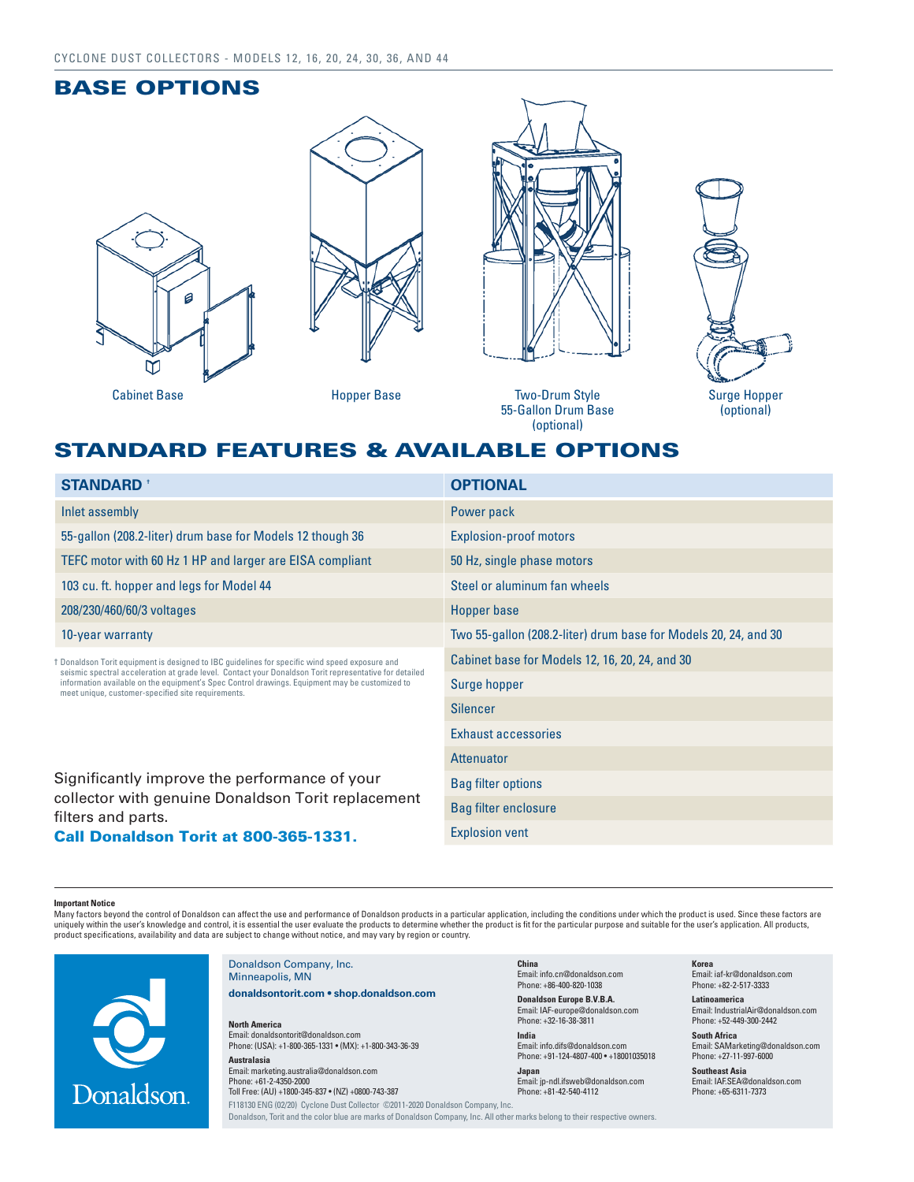## BASE OPTIONS

Cabinet Base

Hopper Base

Two-Drum Style 55-Gallon Drum Base (optional)

Surge Hopper (optional)

## STANDARD FEATURES & AVAILABLE OPTIONS

| STANDARD † |
|---|
| Inlet assembly |
| 55-gallon (208.2-liter) drum base for Models 12 though 36 |
| TEFC motor with 60 Hz 1 HP and larger are EISA compliant |
| 103 cu. ft. hopper and legs for Model 44 |
| 208/230/460/60/3 voltages |
| 10-year warranty |

† Donaldson Torit equipment is designed to IBC guidelines for specific wind speed exposure and seismic spectral acceleration at grade level. Contact your Donaldson Torit representative for detailed information available on the equipment's Spec Control drawings. Equipment may be customized to meet unique, customer-specified site requirements.

| OPTIONAL |
|---|
| Power pack |
| Explosion-proof motors |
| 50 Hz, single phase motors |
| Steel or aluminum fan wheels |
| Hopper base |
| Two 55-gallon (208.2-liter) drum base for Models 20, 24, and 30 |
| Cabinet base for Models 12, 16, 20, 24, and 30 |
| Surge hopper |
| Silencer |
| Exhaust accessories |
| Attenuator |
| Bag filter options |
| Bag filter enclosure |
| Explosion vent |

Significantly improve the performance of your collector with genuine Donaldson Torit replacement filters and parts.

**Call Donaldson Torit at 800-365-1331.**

**Important Notice**

Many factors beyond the control of Donaldson can affect the use and performance of Donaldson products in a particular application, including the conditions under which the product is used. Since these factors are uniquely within the user's knowledge and control, it is essential the user evaluate the products to determine whether the product is fit for the particular purpose and suitable for the user's application. All products, product specifications, availability and data are subject to change without notice, and may vary by region or country.

Donaldson.

Donaldson Company, Inc.
Minneapolis, MN

**donaldsontorit.com • shop.donaldson.com**

**North America**
Email: donaldsontorit@donaldson.com
Phone: (USA): +1-800-365-1331 • (MX): +1-800-343-36-39

**Australasia**
Email: marketing.australia@donaldson.com
Phone: +61-2-4350-2000
Toll Free: (AU) +1800-345-837 • (NZ) +0800-743-387

**China**
Email: info.cn@donaldson.com
Phone: +86-400-820-1038

**Donaldson Europe B.V.B.A.**
Email: IAF-europe@donaldson.com
Phone: +32-16-38-3811

**India**
Email: info.difs@donaldson.com
Phone: +91-124-4807-400 • +18001035018

**Japan**
Email: jp-ndl.ifsweb@donaldson.com
Phone: +81-42-540-4112

**Korea**
Email: iaf-kr@donaldson.com
Phone: +82-2-517-3333

**Latinoamerica**
Email: IndustrialAir@donaldson.com
Phone: +52-449-300-2442

**South Africa**
Email: SAMarketing@donaldson.com
Phone: +27-11-997-6000

**Southeast Asia**
Email: IAF.SEA@donaldson.com
Phone: +65-6311-7373

F118130 ENG (02/20) Cyclone Dust Collector ©2011-2020 Donaldson Company, Inc.
Donaldson, Torit and the color blue are marks of Donaldson Company, Inc. All other marks belong to their respective owners.